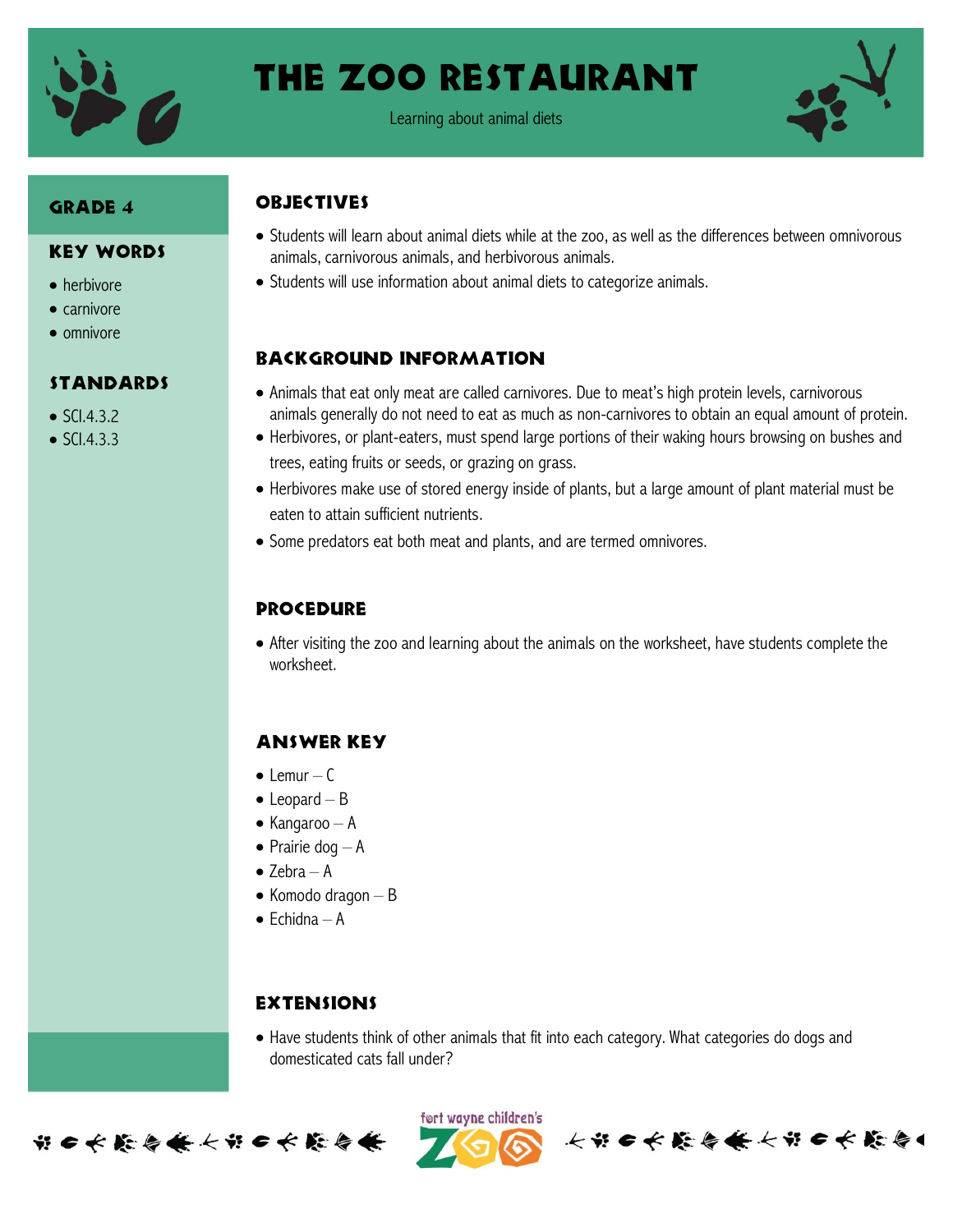# The Zoo Restaurant

Learning about animal diets

## Grade 4

## Key Words

- herbivore
- carnivore
- omnivore

## Standards

- SCI.4.3.2
- SCI.4.3.3

## Objectives

- Students will learn about animal diets while at the zoo, as well as the differences between omnivorous animals, carnivorous animals, and herbivorous animals.
- Students will use information about animal diets to categorize animals.

## Background Information

- Animals that eat only meat are called carnivores. Due to meat's high protein levels, carnivorous animals generally do not need to eat as much as non-carnivores to obtain an equal amount of protein.
- Herbivores, or plant-eaters, must spend large portions of their waking hours browsing on bushes and trees, eating fruits or seeds, or grazing on grass.
- Herbivores make use of stored energy inside of plants, but a large amount of plant material must be eaten to attain sufficient nutrients.
- Some predators eat both meat and plants, and are termed omnivores.

## Procedure

- After visiting the zoo and learning about the animals on the worksheet, have students complete the worksheet.

## Answer Key

- Lemur – C
- Leopard – B
- Kangaroo – A
- Prairie dog – A
- Zebra – A
- Komodo dragon – B
- Echidna – A

## Extensions

- Have students think of other animals that fit into each category. What categories do dogs and domesticated cats fall under?

fort wayne children's ZOO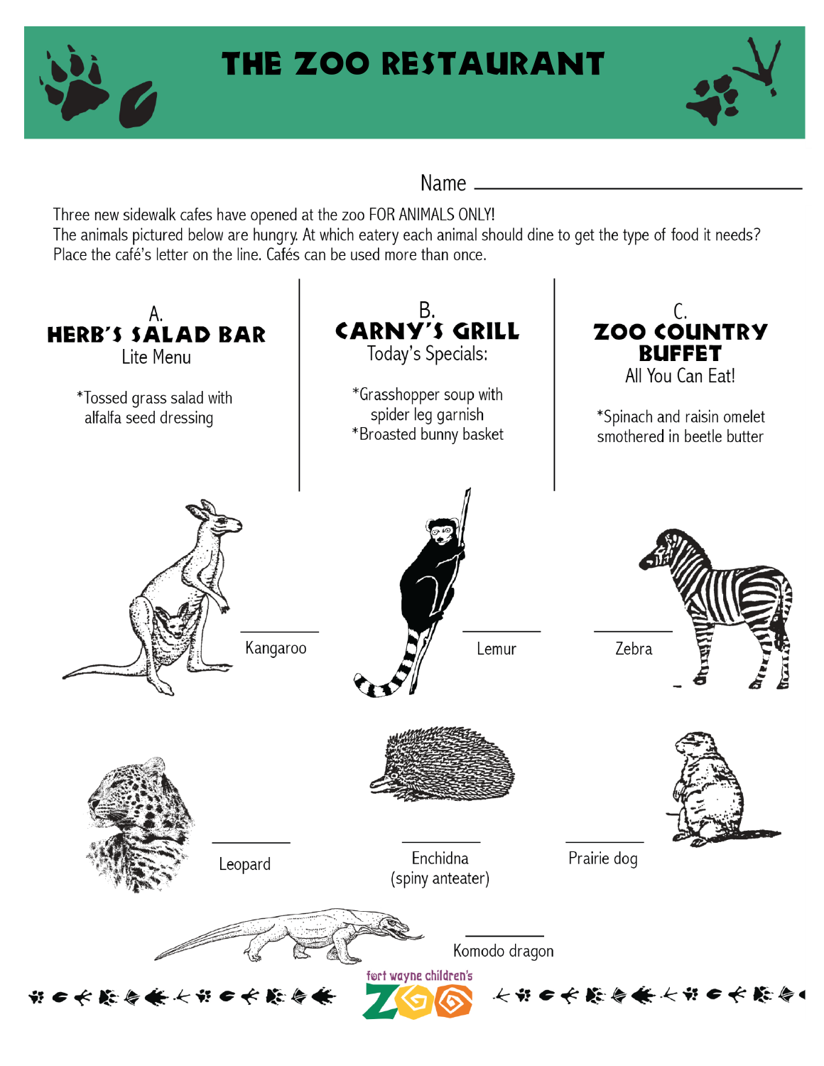# THE ZOO RESTAURANT

Name ____________________

Three new sidewalk cafes have opened at the zoo FOR ANIMALS ONLY!
The animals pictured below are hungry. At which eatery each animal should dine to get the type of food it needs?
Place the café's letter on the line. Cafés can be used more than once.

## A. HERB'S SALAD BAR

Lite Menu

*Tossed grass salad with alfalfa seed dressing

## B. CARNY'S GRILL

Today's Specials:

*Grasshopper soup with spider leg garnish
*Broasted bunny basket

## C. ZOO COUNTRY BUFFET

All You Can Eat!

*Spinach and raisin omelet smothered in beetle butter

_______ Kangaroo

_______ Lemur

_______ Zebra

_______ Leopard

_______ Enchidna (spiny anteater)

_______ Prairie dog

_______ Komodo dragon

fort wayne children's ZOO